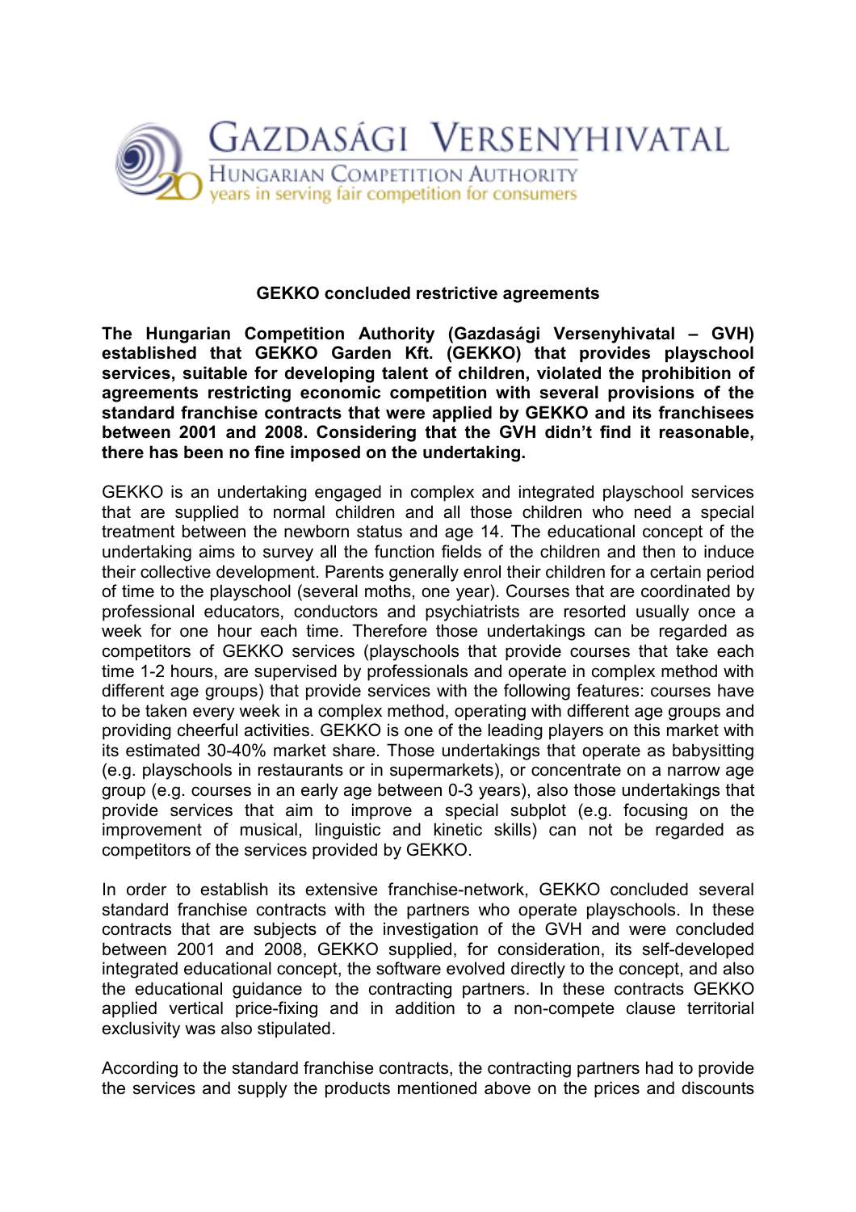GAZDASÁGI VERSENYHIVATAL

HUNGARIAN COMPETITION AUTHORITY

20 years in serving fair competition for consumers

**GEKKO concluded restrictive agreements**

**The Hungarian Competition Authority (Gazdasági Versenyhivatal – GVH) established that GEKKO Garden Kft. (GEKKO) that provides playschool services, suitable for developing talent of children, violated the prohibition of agreements restricting economic competition with several provisions of the standard franchise contracts that were applied by GEKKO and its franchisees between 2001 and 2008. Considering that the GVH didn't find it reasonable, there has been no fine imposed on the undertaking.**

GEKKO is an undertaking engaged in complex and integrated playschool services that are supplied to normal children and all those children who need a special treatment between the newborn status and age 14. The educational concept of the undertaking aims to survey all the function fields of the children and then to induce their collective development. Parents generally enrol their children for a certain period of time to the playschool (several moths, one year). Courses that are coordinated by professional educators, conductors and psychiatrists are resorted usually once a week for one hour each time. Therefore those undertakings can be regarded as competitors of GEKKO services (playschools that provide courses that take each time 1-2 hours, are supervised by professionals and operate in complex method with different age groups) that provide services with the following features: courses have to be taken every week in a complex method, operating with different age groups and providing cheerful activities. GEKKO is one of the leading players on this market with its estimated 30-40% market share. Those undertakings that operate as babysitting (e.g. playschools in restaurants or in supermarkets), or concentrate on a narrow age group (e.g. courses in an early age between 0-3 years), also those undertakings that provide services that aim to improve a special subplot (e.g. focusing on the improvement of musical, linguistic and kinetic skills) can not be regarded as competitors of the services provided by GEKKO.

In order to establish its extensive franchise-network, GEKKO concluded several standard franchise contracts with the partners who operate playschools. In these contracts that are subjects of the investigation of the GVH and were concluded between 2001 and 2008, GEKKO supplied, for consideration, its self-developed integrated educational concept, the software evolved directly to the concept, and also the educational guidance to the contracting partners. In these contracts GEKKO applied vertical price-fixing and in addition to a non-compete clause territorial exclusivity was also stipulated.

According to the standard franchise contracts, the contracting partners had to provide the services and supply the products mentioned above on the prices and discounts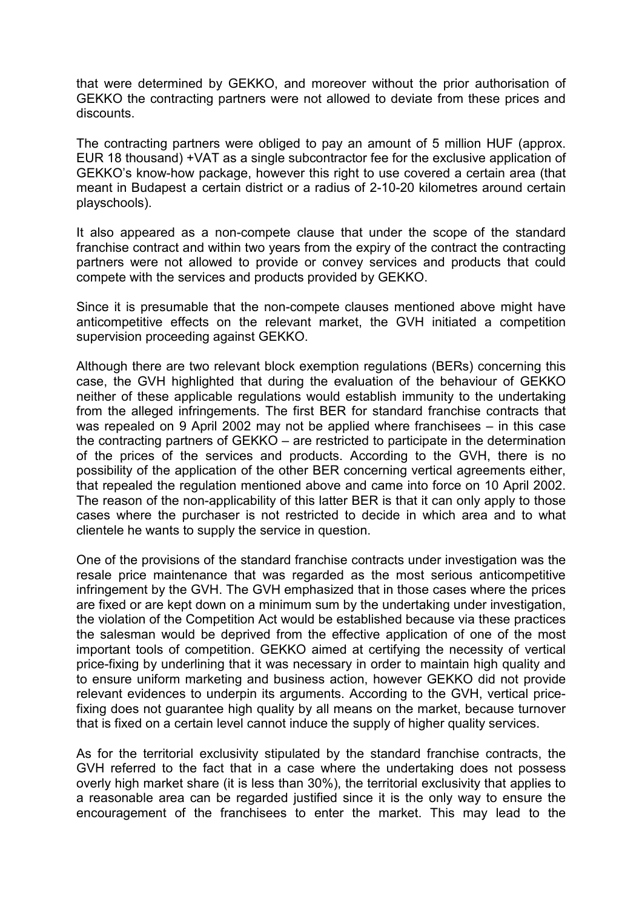that were determined by GEKKO, and moreover without the prior authorisation of GEKKO the contracting partners were not allowed to deviate from these prices and discounts.

The contracting partners were obliged to pay an amount of 5 million HUF (approx. EUR 18 thousand) +VAT as a single subcontractor fee for the exclusive application of GEKKO's know-how package, however this right to use covered a certain area (that meant in Budapest a certain district or a radius of 2-10-20 kilometres around certain playschools).

It also appeared as a non-compete clause that under the scope of the standard franchise contract and within two years from the expiry of the contract the contracting partners were not allowed to provide or convey services and products that could compete with the services and products provided by GEKKO.

Since it is presumable that the non-compete clauses mentioned above might have anticompetitive effects on the relevant market, the GVH initiated a competition supervision proceeding against GEKKO.

Although there are two relevant block exemption regulations (BERs) concerning this case, the GVH highlighted that during the evaluation of the behaviour of GEKKO neither of these applicable regulations would establish immunity to the undertaking from the alleged infringements. The first BER for standard franchise contracts that was repealed on 9 April 2002 may not be applied where franchisees – in this case the contracting partners of GEKKO – are restricted to participate in the determination of the prices of the services and products. According to the GVH, there is no possibility of the application of the other BER concerning vertical agreements either, that repealed the regulation mentioned above and came into force on 10 April 2002. The reason of the non-applicability of this latter BER is that it can only apply to those cases where the purchaser is not restricted to decide in which area and to what clientele he wants to supply the service in question.

One of the provisions of the standard franchise contracts under investigation was the resale price maintenance that was regarded as the most serious anticompetitive infringement by the GVH. The GVH emphasized that in those cases where the prices are fixed or are kept down on a minimum sum by the undertaking under investigation, the violation of the Competition Act would be established because via these practices the salesman would be deprived from the effective application of one of the most important tools of competition. GEKKO aimed at certifying the necessity of vertical price-fixing by underlining that it was necessary in order to maintain high quality and to ensure uniform marketing and business action, however GEKKO did not provide relevant evidences to underpin its arguments. According to the GVH, vertical price-fixing does not guarantee high quality by all means on the market, because turnover that is fixed on a certain level cannot induce the supply of higher quality services.

As for the territorial exclusivity stipulated by the standard franchise contracts, the GVH referred to the fact that in a case where the undertaking does not possess overly high market share (it is less than 30%), the territorial exclusivity that applies to a reasonable area can be regarded justified since it is the only way to ensure the encouragement of the franchisees to enter the market. This may lead to the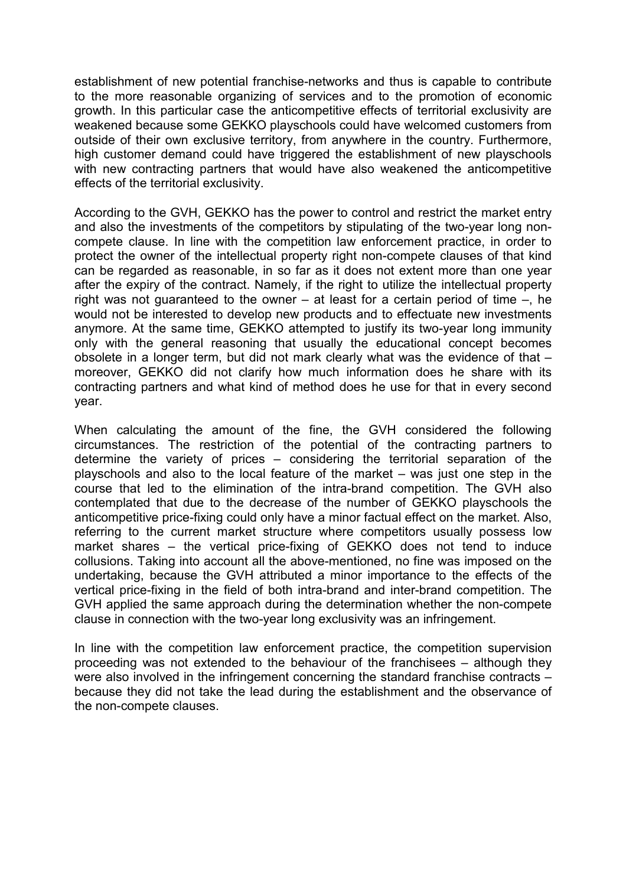establishment of new potential franchise-networks and thus is capable to contribute to the more reasonable organizing of services and to the promotion of economic growth. In this particular case the anticompetitive effects of territorial exclusivity are weakened because some GEKKO playschools could have welcomed customers from outside of their own exclusive territory, from anywhere in the country. Furthermore, high customer demand could have triggered the establishment of new playschools with new contracting partners that would have also weakened the anticompetitive effects of the territorial exclusivity.

According to the GVH, GEKKO has the power to control and restrict the market entry and also the investments of the competitors by stipulating of the two-year long non-compete clause. In line with the competition law enforcement practice, in order to protect the owner of the intellectual property right non-compete clauses of that kind can be regarded as reasonable, in so far as it does not extent more than one year after the expiry of the contract. Namely, if the right to utilize the intellectual property right was not guaranteed to the owner – at least for a certain period of time –, he would not be interested to develop new products and to effectuate new investments anymore. At the same time, GEKKO attempted to justify its two-year long immunity only with the general reasoning that usually the educational concept becomes obsolete in a longer term, but did not mark clearly what was the evidence of that – moreover, GEKKO did not clarify how much information does he share with its contracting partners and what kind of method does he use for that in every second year.

When calculating the amount of the fine, the GVH considered the following circumstances. The restriction of the potential of the contracting partners to determine the variety of prices – considering the territorial separation of the playschools and also to the local feature of the market – was just one step in the course that led to the elimination of the intra-brand competition. The GVH also contemplated that due to the decrease of the number of GEKKO playschools the anticompetitive price-fixing could only have a minor factual effect on the market. Also, referring to the current market structure where competitors usually possess low market shares – the vertical price-fixing of GEKKO does not tend to induce collusions. Taking into account all the above-mentioned, no fine was imposed on the undertaking, because the GVH attributed a minor importance to the effects of the vertical price-fixing in the field of both intra-brand and inter-brand competition. The GVH applied the same approach during the determination whether the non-compete clause in connection with the two-year long exclusivity was an infringement.

In line with the competition law enforcement practice, the competition supervision proceeding was not extended to the behaviour of the franchisees – although they were also involved in the infringement concerning the standard franchise contracts – because they did not take the lead during the establishment and the observance of the non-compete clauses.